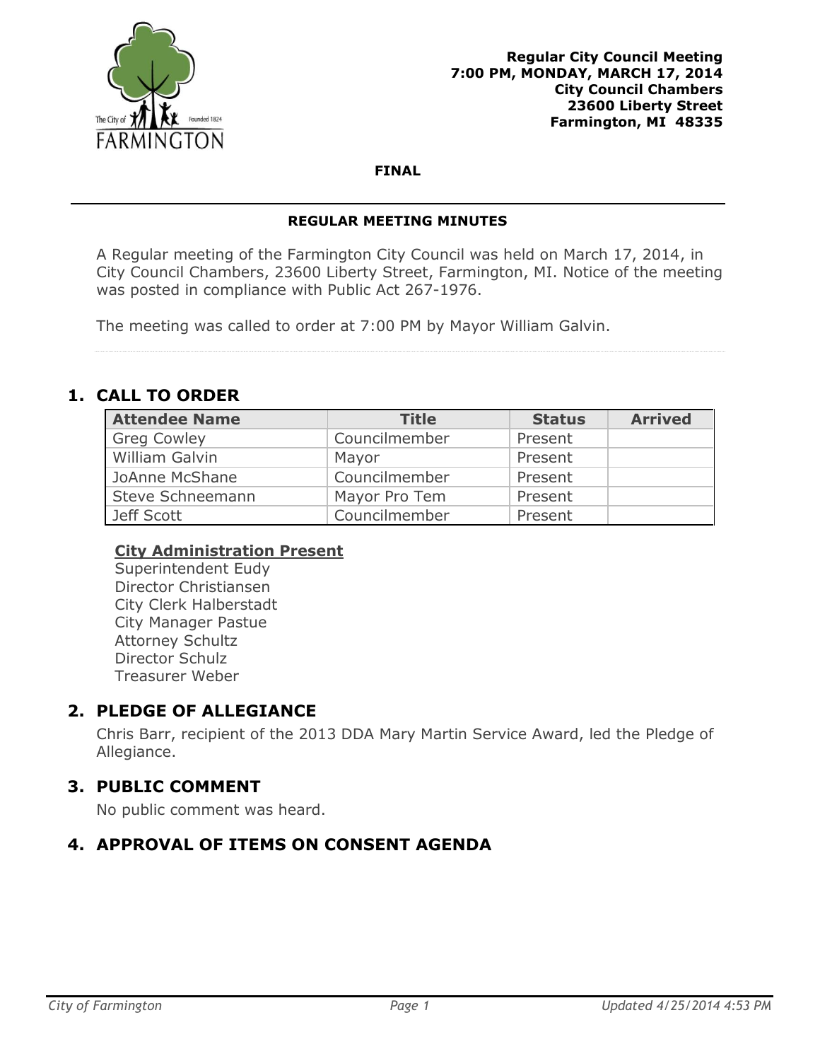**Regular City Council Meeting**
**7:00 PM, MONDAY, MARCH 17, 2014**
**City Council Chambers**
**23600 Liberty Street**
**Farmington, MI 48335**

**FINAL**

**REGULAR MEETING MINUTES**

A Regular meeting of the Farmington City Council was held on March 17, 2014, in City Council Chambers, 23600 Liberty Street, Farmington, MI. Notice of the meeting was posted in compliance with Public Act 267-1976.

The meeting was called to order at 7:00 PM by Mayor William Galvin.

## 1. CALL TO ORDER

| Attendee Name | Title | Status | Arrived |
|---|---|---|---|
| Greg Cowley | Councilmember | Present | |
| William Galvin | Mayor | Present | |
| JoAnne McShane | Councilmember | Present | |
| Steve Schneemann | Mayor Pro Tem | Present | |
| Jeff Scott | Councilmember | Present | |

**City Administration Present**
Superintendent Eudy
Director Christiansen
City Clerk Halberstadt
City Manager Pastue
Attorney Schultz
Director Schulz
Treasurer Weber

## 2. PLEDGE OF ALLEGIANCE

Chris Barr, recipient of the 2013 DDA Mary Martin Service Award, led the Pledge of Allegiance.

## 3. PUBLIC COMMENT

No public comment was heard.

## 4. APPROVAL OF ITEMS ON CONSENT AGENDA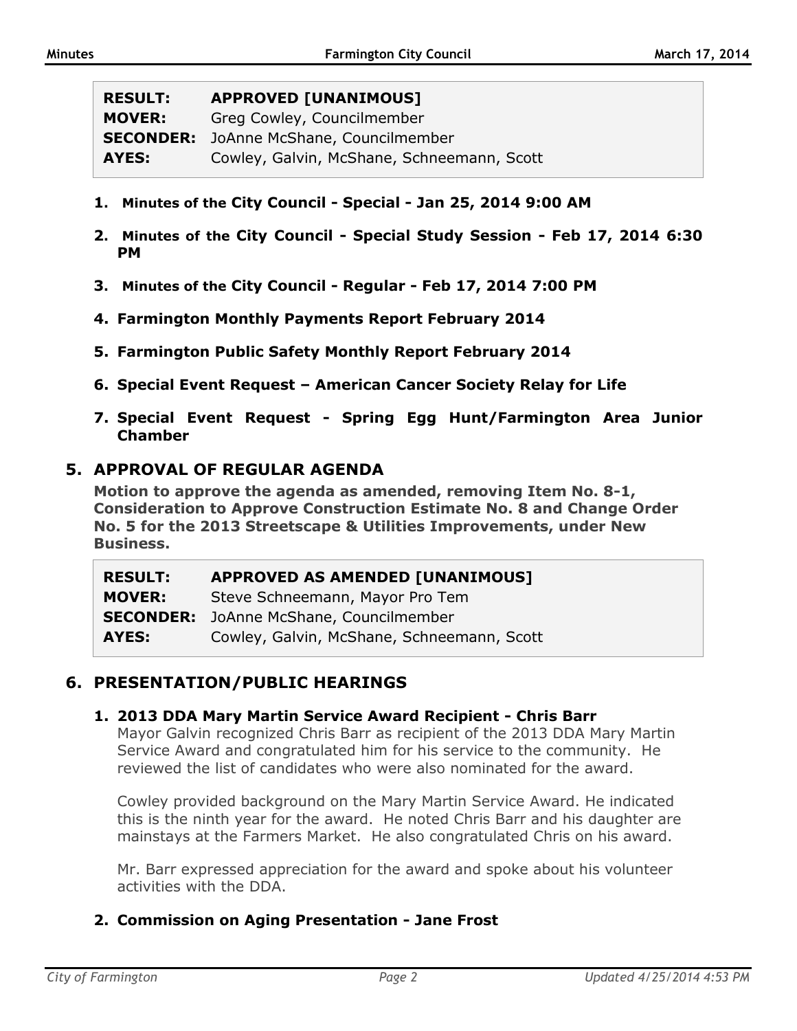| | |
|---|---|
| **RESULT:** | **APPROVED [UNANIMOUS]** |
| **MOVER:** | Greg Cowley, Councilmember |
| **SECONDER:** | JoAnne McShane, Councilmember |
| **AYES:** | Cowley, Galvin, McShane, Schneemann, Scott |

1. **Minutes of the City Council - Special - Jan 25, 2014 9:00 AM**
2. **Minutes of the City Council - Special Study Session - Feb 17, 2014 6:30 PM**
3. **Minutes of the City Council - Regular - Feb 17, 2014 7:00 PM**
4. **Farmington Monthly Payments Report February 2014**
5. **Farmington Public Safety Monthly Report February 2014**
6. **Special Event Request – American Cancer Society Relay for Life**
7. **Special Event Request - Spring Egg Hunt/Farmington Area Junior Chamber**

## 5. APPROVAL OF REGULAR AGENDA

**Motion to approve the agenda as amended, removing Item No. 8-1, Consideration to Approve Construction Estimate No. 8 and Change Order No. 5 for the 2013 Streetscape & Utilities Improvements, under New Business.**

| | |
|---|---|
| **RESULT:** | **APPROVED AS AMENDED [UNANIMOUS]** |
| **MOVER:** | Steve Schneemann, Mayor Pro Tem |
| **SECONDER:** | JoAnne McShane, Councilmember |
| **AYES:** | Cowley, Galvin, McShane, Schneemann, Scott |

## 6. PRESENTATION/PUBLIC HEARINGS

### 1. 2013 DDA Mary Martin Service Award Recipient - Chris Barr

Mayor Galvin recognized Chris Barr as recipient of the 2013 DDA Mary Martin Service Award and congratulated him for his service to the community. He reviewed the list of candidates who were also nominated for the award.

Cowley provided background on the Mary Martin Service Award. He indicated this is the ninth year for the award. He noted Chris Barr and his daughter are mainstays at the Farmers Market. He also congratulated Chris on his award.

Mr. Barr expressed appreciation for the award and spoke about his volunteer activities with the DDA.

### 2. Commission on Aging Presentation - Jane Frost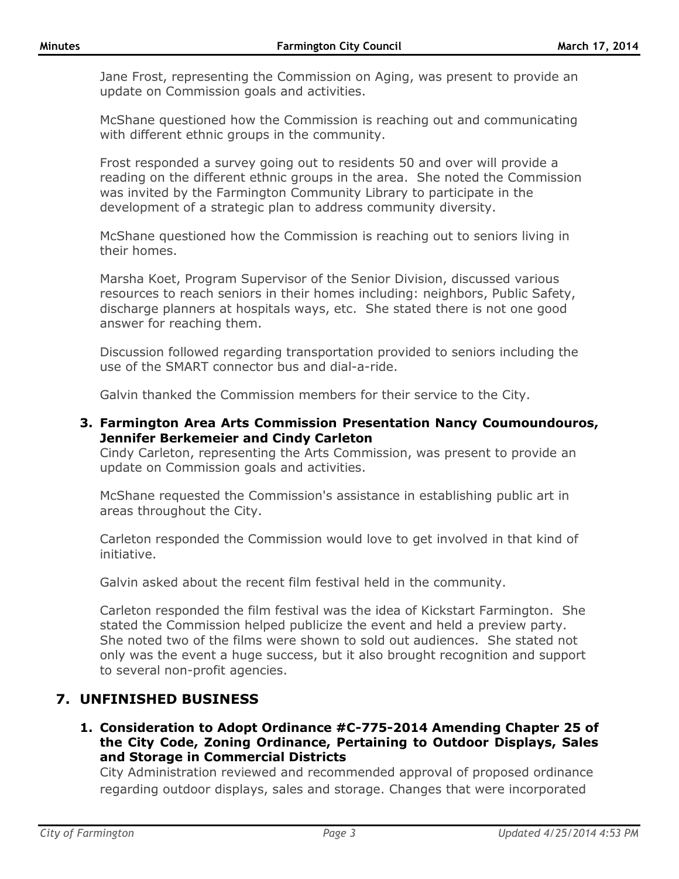Jane Frost, representing the Commission on Aging, was present to provide an update on Commission goals and activities.

McShane questioned how the Commission is reaching out and communicating with different ethnic groups in the community.

Frost responded a survey going out to residents 50 and over will provide a reading on the different ethnic groups in the area. She noted the Commission was invited by the Farmington Community Library to participate in the development of a strategic plan to address community diversity.

McShane questioned how the Commission is reaching out to seniors living in their homes.

Marsha Koet, Program Supervisor of the Senior Division, discussed various resources to reach seniors in their homes including: neighbors, Public Safety, discharge planners at hospitals ways, etc. She stated there is not one good answer for reaching them.

Discussion followed regarding transportation provided to seniors including the use of the SMART connector bus and dial-a-ride.

Galvin thanked the Commission members for their service to the City.

**3. Farmington Area Arts Commission Presentation Nancy Coumoundouros, Jennifer Berkemeier and Cindy Carleton**

Cindy Carleton, representing the Arts Commission, was present to provide an update on Commission goals and activities.

McShane requested the Commission's assistance in establishing public art in areas throughout the City.

Carleton responded the Commission would love to get involved in that kind of initiative.

Galvin asked about the recent film festival held in the community.

Carleton responded the film festival was the idea of Kickstart Farmington. She stated the Commission helped publicize the event and held a preview party. She noted two of the films were shown to sold out audiences. She stated not only was the event a huge success, but it also brought recognition and support to several non-profit agencies.

## 7. UNFINISHED BUSINESS

**1. Consideration to Adopt Ordinance #C-775-2014 Amending Chapter 25 of the City Code, Zoning Ordinance, Pertaining to Outdoor Displays, Sales and Storage in Commercial Districts**

City Administration reviewed and recommended approval of proposed ordinance regarding outdoor displays, sales and storage. Changes that were incorporated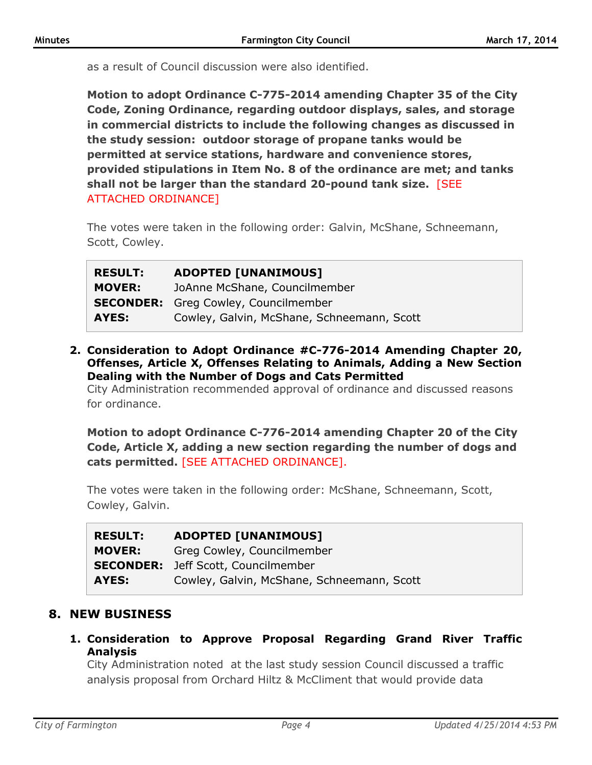as a result of Council discussion were also identified.

**Motion to adopt Ordinance C-775-2014 amending Chapter 35 of the City Code, Zoning Ordinance, regarding outdoor displays, sales, and storage in commercial districts to include the following changes as discussed in the study session: outdoor storage of propane tanks would be permitted at service stations, hardware and convenience stores, provided stipulations in Item No. 8 of the ordinance are met; and tanks shall not be larger than the standard 20-pound tank size.** [SEE ATTACHED ORDINANCE]

The votes were taken in the following order: Galvin, McShane, Schneemann, Scott, Cowley.

| | |
|---|---|
| **RESULT:** | **ADOPTED [UNANIMOUS]** |
| **MOVER:** | JoAnne McShane, Councilmember |
| **SECONDER:** | Greg Cowley, Councilmember |
| **AYES:** | Cowley, Galvin, McShane, Schneemann, Scott |

2. **Consideration to Adopt Ordinance #C-776-2014 Amending Chapter 20, Offenses, Article X, Offenses Relating to Animals, Adding a New Section Dealing with the Number of Dogs and Cats Permitted**
   City Administration recommended approval of ordinance and discussed reasons for ordinance.

   **Motion to adopt Ordinance C-776-2014 amending Chapter 20 of the City Code, Article X, adding a new section regarding the number of dogs and cats permitted.** [SEE ATTACHED ORDINANCE].

   The votes were taken in the following order: McShane, Schneemann, Scott, Cowley, Galvin.

| | |
|---|---|
| **RESULT:** | **ADOPTED [UNANIMOUS]** |
| **MOVER:** | Greg Cowley, Councilmember |
| **SECONDER:** | Jeff Scott, Councilmember |
| **AYES:** | Cowley, Galvin, McShane, Schneemann, Scott |

## 8. NEW BUSINESS

1. **Consideration to Approve Proposal Regarding Grand River Traffic Analysis**
   City Administration noted at the last study session Council discussed a traffic analysis proposal from Orchard Hiltz & McCliment that would provide data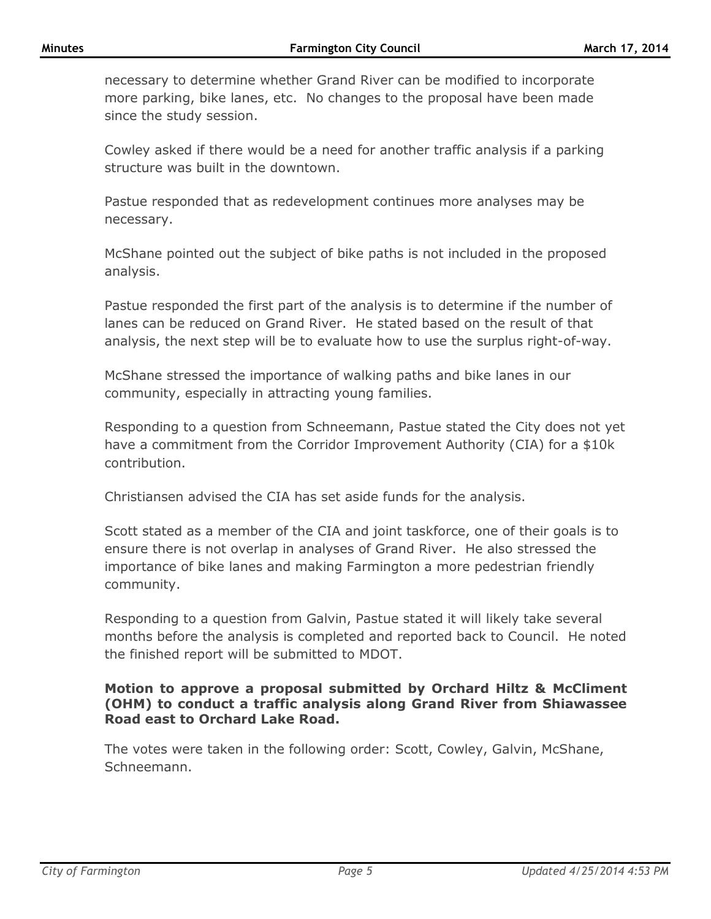necessary to determine whether Grand River can be modified to incorporate more parking, bike lanes, etc. No changes to the proposal have been made since the study session.

Cowley asked if there would be a need for another traffic analysis if a parking structure was built in the downtown.

Pastue responded that as redevelopment continues more analyses may be necessary.

McShane pointed out the subject of bike paths is not included in the proposed analysis.

Pastue responded the first part of the analysis is to determine if the number of lanes can be reduced on Grand River. He stated based on the result of that analysis, the next step will be to evaluate how to use the surplus right-of-way.

McShane stressed the importance of walking paths and bike lanes in our community, especially in attracting young families.

Responding to a question from Schneemann, Pastue stated the City does not yet have a commitment from the Corridor Improvement Authority (CIA) for a $10k contribution.

Christiansen advised the CIA has set aside funds for the analysis.

Scott stated as a member of the CIA and joint taskforce, one of their goals is to ensure there is not overlap in analyses of Grand River. He also stressed the importance of bike lanes and making Farmington a more pedestrian friendly community.

Responding to a question from Galvin, Pastue stated it will likely take several months before the analysis is completed and reported back to Council. He noted the finished report will be submitted to MDOT.

**Motion to approve a proposal submitted by Orchard Hiltz & McCliment (OHM) to conduct a traffic analysis along Grand River from Shiawassee Road east to Orchard Lake Road.**

The votes were taken in the following order: Scott, Cowley, Galvin, McShane, Schneemann.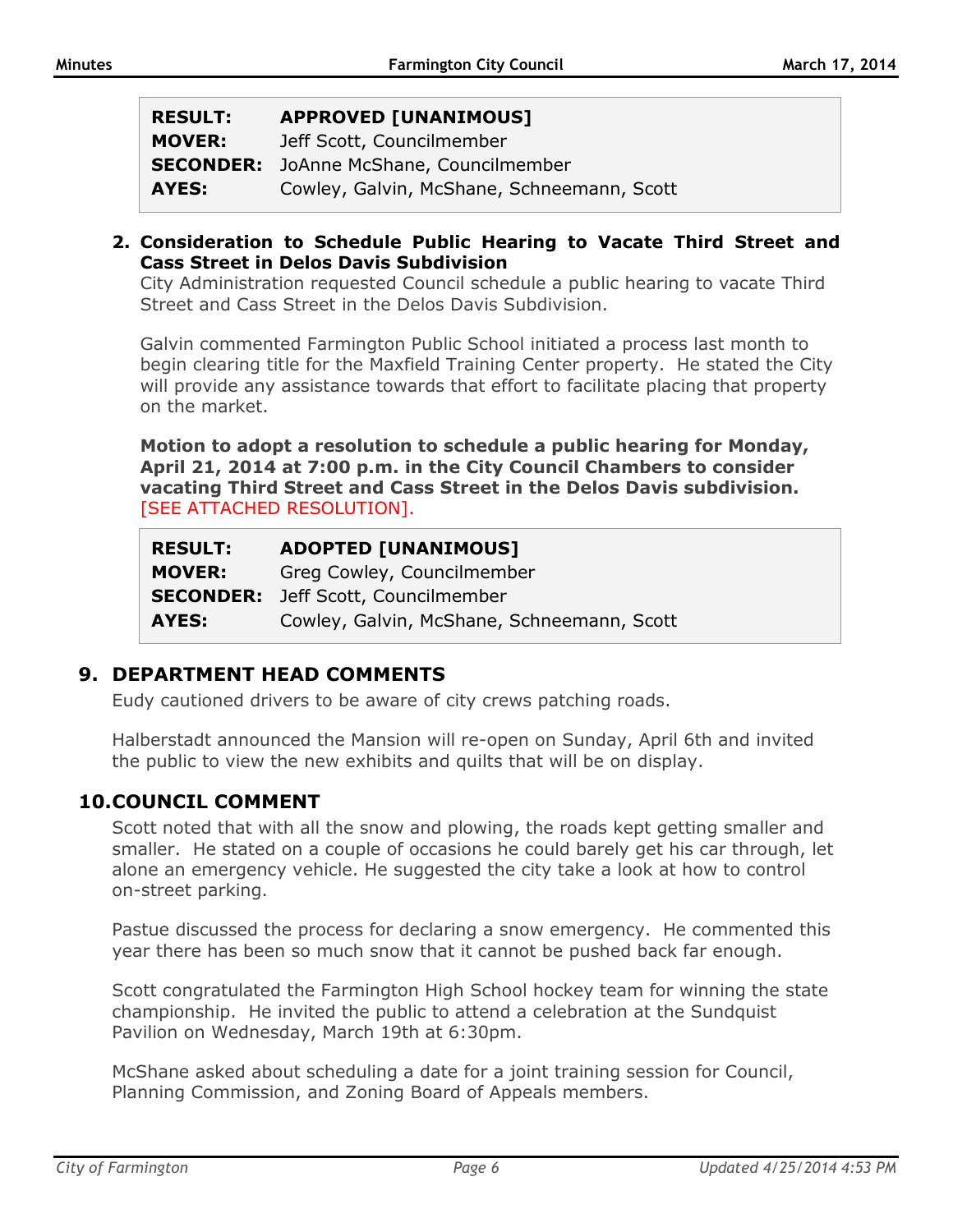| | |
|---|---|
| **RESULT:** | **APPROVED [UNANIMOUS]** |
| **MOVER:** | Jeff Scott, Councilmember |
| **SECONDER:** | JoAnne McShane, Councilmember |
| **AYES:** | Cowley, Galvin, McShane, Schneemann, Scott |

**2. Consideration to Schedule Public Hearing to Vacate Third Street and Cass Street in Delos Davis Subdivision**

City Administration requested Council schedule a public hearing to vacate Third Street and Cass Street in the Delos Davis Subdivision.

Galvin commented Farmington Public School initiated a process last month to begin clearing title for the Maxfield Training Center property. He stated the City will provide any assistance towards that effort to facilitate placing that property on the market.

**Motion to adopt a resolution to schedule a public hearing for Monday, April 21, 2014 at 7:00 p.m. in the City Council Chambers to consider vacating Third Street and Cass Street in the Delos Davis subdivision.** [SEE ATTACHED RESOLUTION].

| | |
|---|---|
| **RESULT:** | **ADOPTED [UNANIMOUS]** |
| **MOVER:** | Greg Cowley, Councilmember |
| **SECONDER:** | Jeff Scott, Councilmember |
| **AYES:** | Cowley, Galvin, McShane, Schneemann, Scott |

## 9. DEPARTMENT HEAD COMMENTS

Eudy cautioned drivers to be aware of city crews patching roads.

Halberstadt announced the Mansion will re-open on Sunday, April 6th and invited the public to view the new exhibits and quilts that will be on display.

## 10. COUNCIL COMMENT

Scott noted that with all the snow and plowing, the roads kept getting smaller and smaller. He stated on a couple of occasions he could barely get his car through, let alone an emergency vehicle. He suggested the city take a look at how to control on-street parking.

Pastue discussed the process for declaring a snow emergency. He commented this year there has been so much snow that it cannot be pushed back far enough.

Scott congratulated the Farmington High School hockey team for winning the state championship. He invited the public to attend a celebration at the Sundquist Pavilion on Wednesday, March 19th at 6:30pm.

McShane asked about scheduling a date for a joint training session for Council, Planning Commission, and Zoning Board of Appeals members.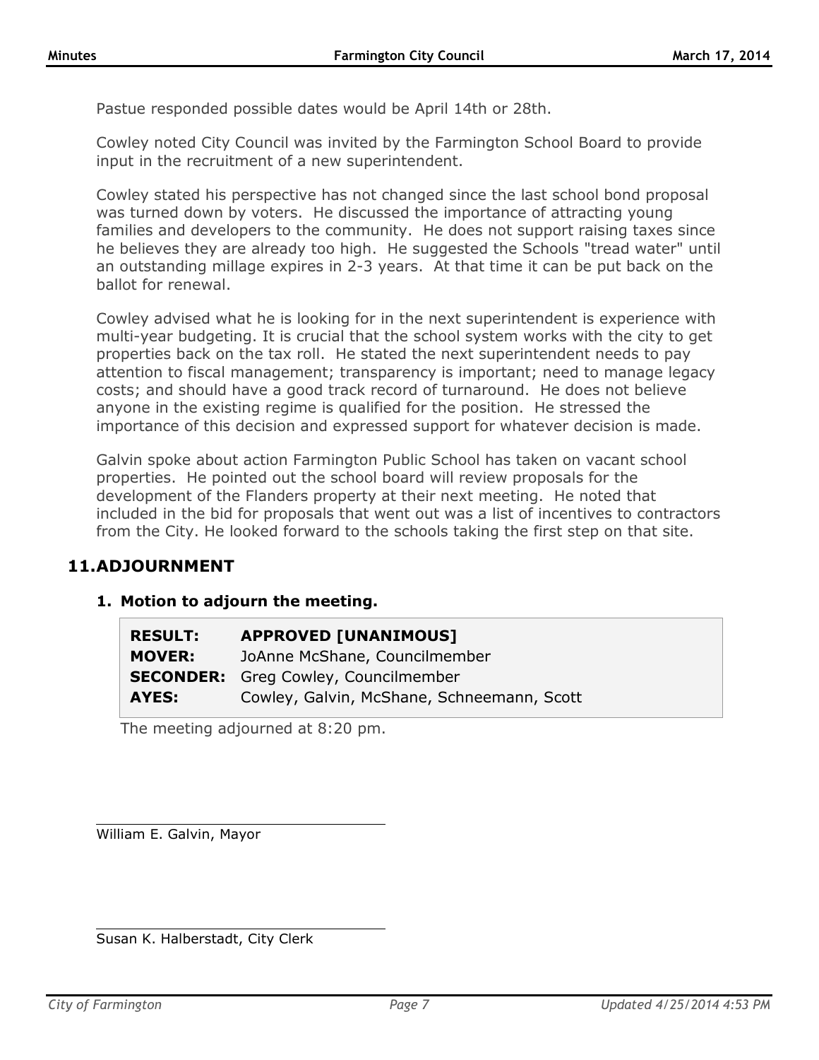Pastue responded possible dates would be April 14th or 28th.

Cowley noted City Council was invited by the Farmington School Board to provide input in the recruitment of a new superintendent.

Cowley stated his perspective has not changed since the last school bond proposal was turned down by voters. He discussed the importance of attracting young families and developers to the community. He does not support raising taxes since he believes they are already too high. He suggested the Schools "tread water" until an outstanding millage expires in 2-3 years. At that time it can be put back on the ballot for renewal.

Cowley advised what he is looking for in the next superintendent is experience with multi-year budgeting. It is crucial that the school system works with the city to get properties back on the tax roll. He stated the next superintendent needs to pay attention to fiscal management; transparency is important; need to manage legacy costs; and should have a good track record of turnaround. He does not believe anyone in the existing regime is qualified for the position. He stressed the importance of this decision and expressed support for whatever decision is made.

Galvin spoke about action Farmington Public School has taken on vacant school properties. He pointed out the school board will review proposals for the development of the Flanders property at their next meeting. He noted that included in the bid for proposals that went out was a list of incentives to contractors from the City. He looked forward to the schools taking the first step on that site.

## 11. ADJOURNMENT

### 1. Motion to adjourn the meeting.

| | |
|---|---|
| **RESULT:** | **APPROVED [UNANIMOUS]** |
| **MOVER:** | JoAnne McShane, Councilmember |
| **SECONDER:** | Greg Cowley, Councilmember |
| **AYES:** | Cowley, Galvin, McShane, Schneemann, Scott |

The meeting adjourned at 8:20 pm.

William E. Galvin, Mayor

Susan K. Halberstadt, City Clerk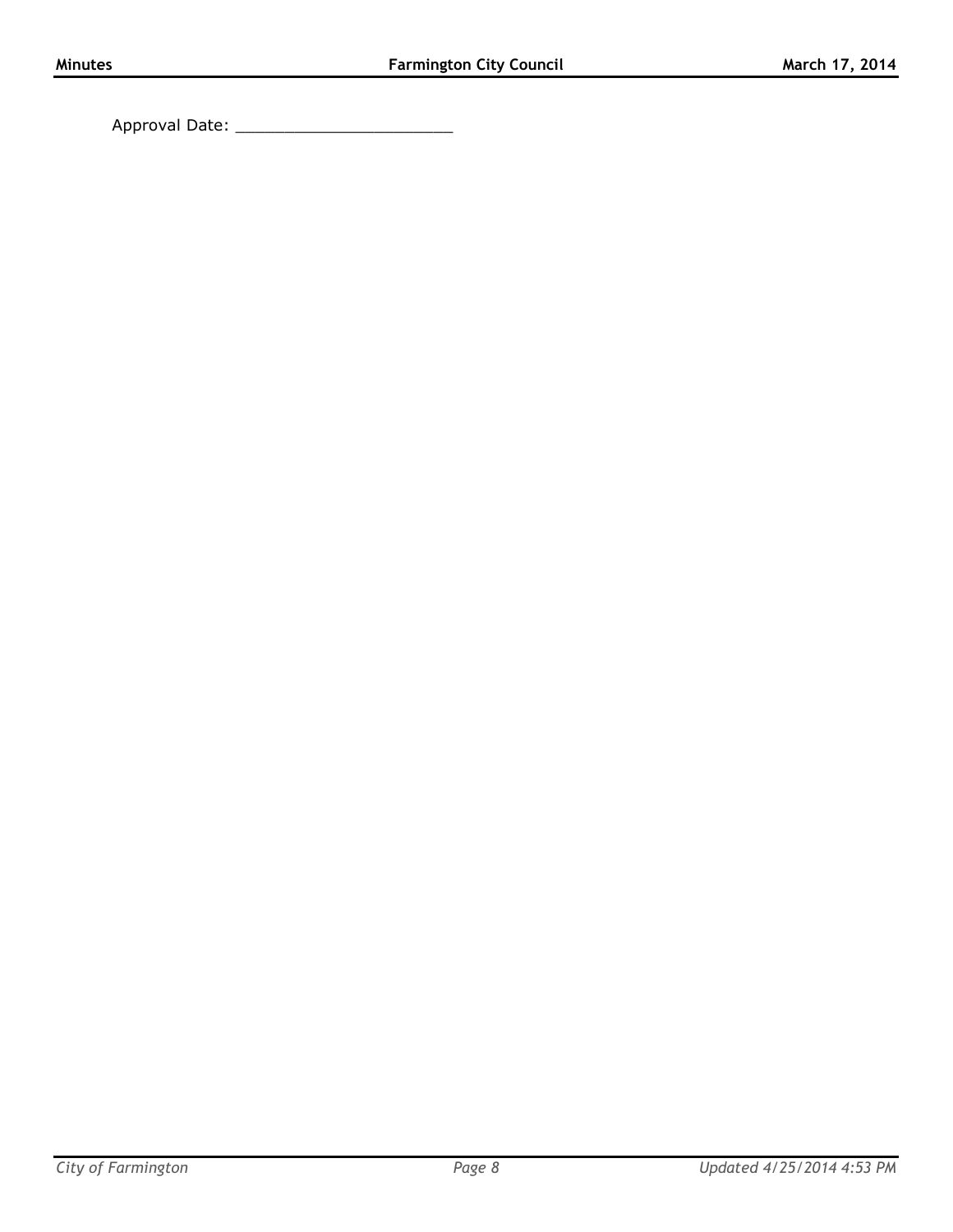Approval Date: _______________________